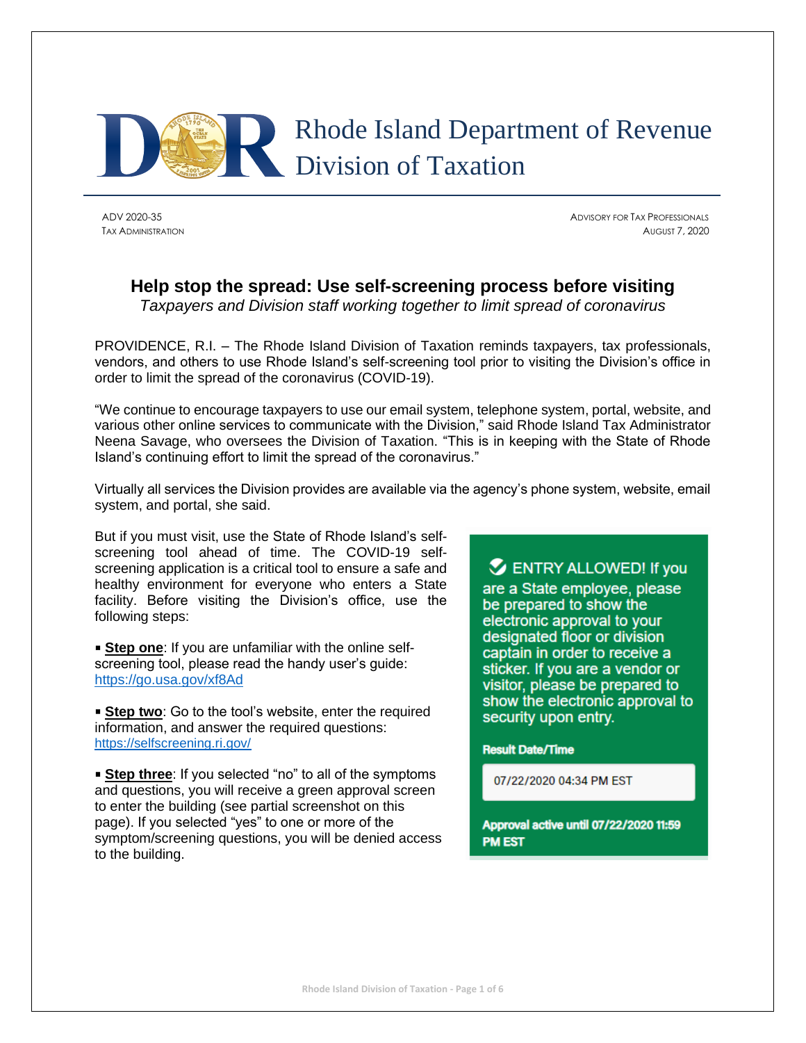Rhode Island Department of Revenue
Division of Taxation

ADV 2020-35
TAX ADMINISTRATION

ADVISORY FOR TAX PROFESSIONALS
AUGUST 7, 2020

## Help stop the spread: Use self-screening process before visiting

*Taxpayers and Division staff working together to limit spread of coronavirus*

PROVIDENCE, R.I. – The Rhode Island Division of Taxation reminds taxpayers, tax professionals, vendors, and others to use Rhode Island's self-screening tool prior to visiting the Division's office in order to limit the spread of the coronavirus (COVID-19).

"We continue to encourage taxpayers to use our email system, telephone system, portal, website, and various other online services to communicate with the Division," said Rhode Island Tax Administrator Neena Savage, who oversees the Division of Taxation. "This is in keeping with the State of Rhode Island's continuing effort to limit the spread of the coronavirus."

Virtually all services the Division provides are available via the agency's phone system, website, email system, and portal, she said.

But if you must visit, use the State of Rhode Island's self-screening tool ahead of time. The COVID-19 self-screening application is a critical tool to ensure a safe and healthy environment for everyone who enters a State facility. Before visiting the Division's office, use the following steps:

- **Step one**: If you are unfamiliar with the online self-screening tool, please read the handy user's guide: https://go.usa.gov/xf8Ad
- **Step two**: Go to the tool's website, enter the required information, and answer the required questions: https://selfscreening.ri.gov/
- **Step three**: If you selected "no" to all of the symptoms and questions, you will receive a green approval screen to enter the building (see partial screenshot on this page). If you selected "yes" to one or more of the symptom/screening questions, you will be denied access to the building.

ENTRY ALLOWED! If you are a State employee, please be prepared to show the electronic approval to your designated floor or division captain in order to receive a sticker. If you are a vendor or visitor, please be prepared to show the electronic approval to security upon entry.

Result Date/Time

07/22/2020 04:34 PM EST

Approval active until 07/22/2020 11:59 PM EST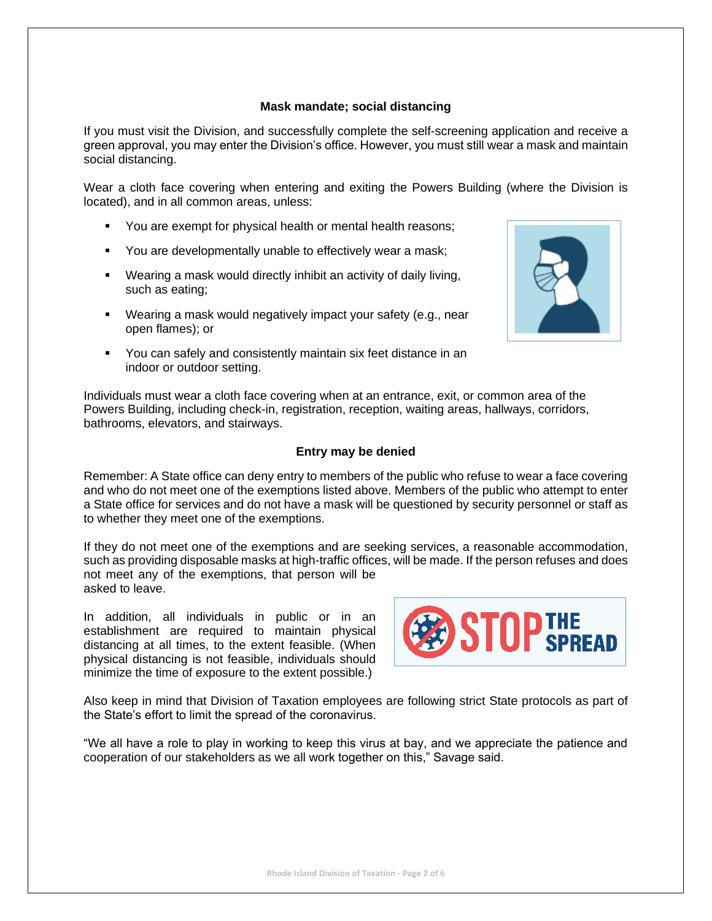### Mask mandate; social distancing

If you must visit the Division, and successfully complete the self-screening application and receive a green approval, you may enter the Division's office. However, you must still wear a mask and maintain social distancing.

Wear a cloth face covering when entering and exiting the Powers Building (where the Division is located), and in all common areas, unless:

- You are exempt for physical health or mental health reasons;
- You are developmentally unable to effectively wear a mask;
- Wearing a mask would directly inhibit an activity of daily living, such as eating;
- Wearing a mask would negatively impact your safety (e.g., near open flames); or
- You can safely and consistently maintain six feet distance in an indoor or outdoor setting.

Individuals must wear a cloth face covering when at an entrance, exit, or common area of the Powers Building, including check-in, registration, reception, waiting areas, hallways, corridors, bathrooms, elevators, and stairways.

### Entry may be denied

Remember: A State office can deny entry to members of the public who refuse to wear a face covering and who do not meet one of the exemptions listed above. Members of the public who attempt to enter a State office for services and do not have a mask will be questioned by security personnel or staff as to whether they meet one of the exemptions.

If they do not meet one of the exemptions and are seeking services, a reasonable accommodation, such as providing disposable masks at high-traffic offices, will be made. If the person refuses and does not meet any of the exemptions, that person will be asked to leave.

In addition, all individuals in public or in an establishment are required to maintain physical distancing at all times, to the extent feasible. (When physical distancing is not feasible, individuals should minimize the time of exposure to the extent possible.)

Also keep in mind that Division of Taxation employees are following strict State protocols as part of the State's effort to limit the spread of the coronavirus.

"We all have a role to play in working to keep this virus at bay, and we appreciate the patience and cooperation of our stakeholders as we all work together on this," Savage said.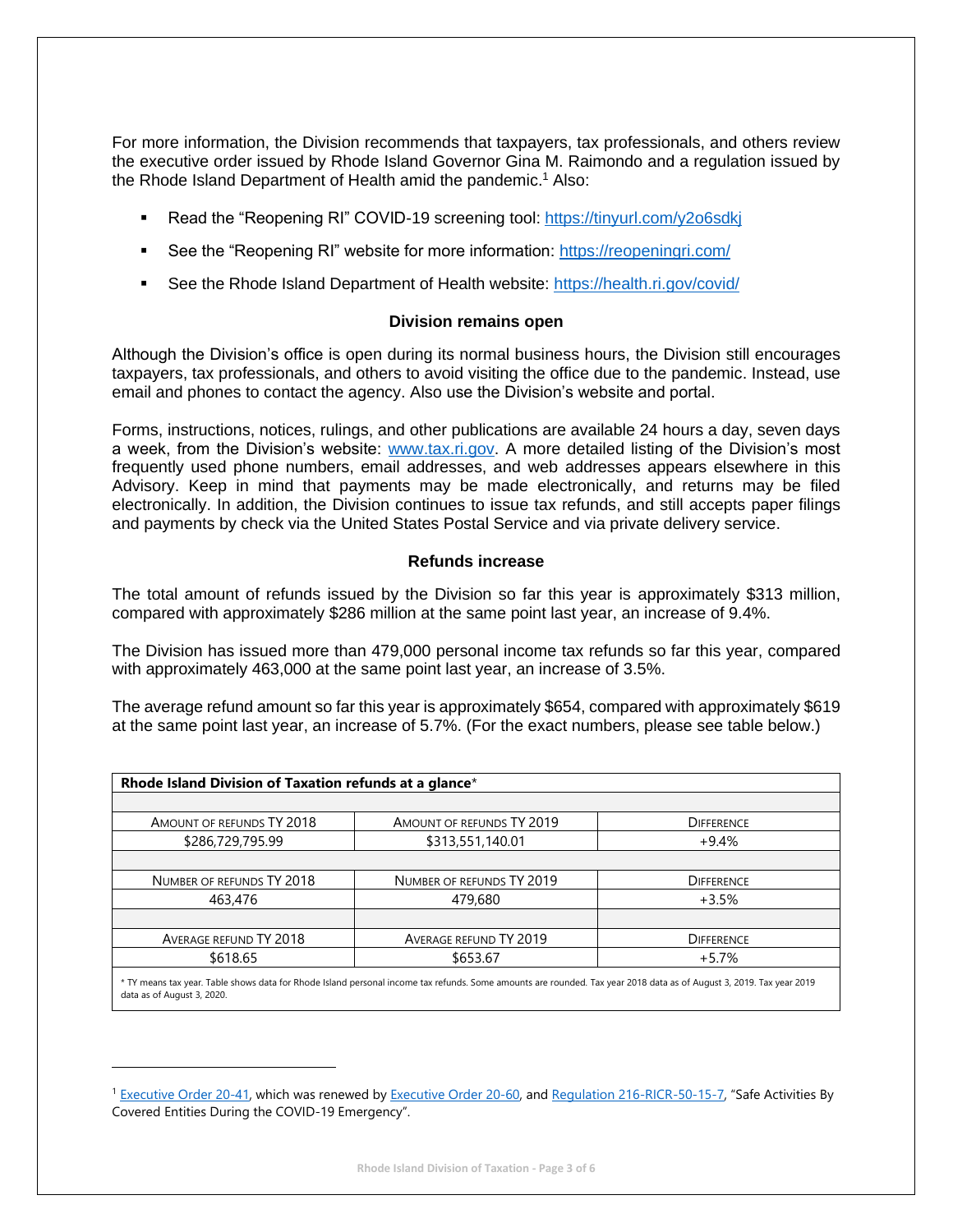For more information, the Division recommends that taxpayers, tax professionals, and others review the executive order issued by Rhode Island Governor Gina M. Raimondo and a regulation issued by the Rhode Island Department of Health amid the pandemic.[1] Also:

- Read the "Reopening RI" COVID-19 screening tool: https://tinyurl.com/y2o6sdkj
- See the "Reopening RI" website for more information: https://reopeningri.com/
- See the Rhode Island Department of Health website: https://health.ri.gov/covid/

### Division remains open

Although the Division's office is open during its normal business hours, the Division still encourages taxpayers, tax professionals, and others to avoid visiting the office due to the pandemic. Instead, use email and phones to contact the agency. Also use the Division's website and portal.

Forms, instructions, notices, rulings, and other publications are available 24 hours a day, seven days a week, from the Division's website: www.tax.ri.gov. A more detailed listing of the Division's most frequently used phone numbers, email addresses, and web addresses appears elsewhere in this Advisory. Keep in mind that payments may be made electronically, and returns may be filed electronically. In addition, the Division continues to issue tax refunds, and still accepts paper filings and payments by check via the United States Postal Service and via private delivery service.

### Refunds increase

The total amount of refunds issued by the Division so far this year is approximately $313 million, compared with approximately $286 million at the same point last year, an increase of 9.4%.

The Division has issued more than 479,000 personal income tax refunds so far this year, compared with approximately 463,000 at the same point last year, an increase of 3.5%.

The average refund amount so far this year is approximately $654, compared with approximately $619 at the same point last year, an increase of 5.7%. (For the exact numbers, please see table below.)

**Rhode Island Division of Taxation refunds at a glance***

| | | |
|---|---|---|
| AMOUNT OF REFUNDS TY 2018 | AMOUNT OF REFUNDS TY 2019 | DIFFERENCE |
| $286,729,795.99 | $313,551,140.01 | +9.4% |
| NUMBER OF REFUNDS TY 2018 | NUMBER OF REFUNDS TY 2019 | DIFFERENCE |
| 463,476 | 479,680 | +3.5% |
| AVERAGE REFUND TY 2018 | AVERAGE REFUND TY 2019 | DIFFERENCE |
| $618.65 | $653.67 | +5.7% |

\* TY means tax year. Table shows data for Rhode Island personal income tax refunds. Some amounts are rounded. Tax year 2018 data as of August 3, 2019. Tax year 2019 data as of August 3, 2020.

[1] Executive Order 20-41, which was renewed by Executive Order 20-60, and Regulation 216-RICR-50-15-7, "Safe Activities By Covered Entities During the COVID-19 Emergency".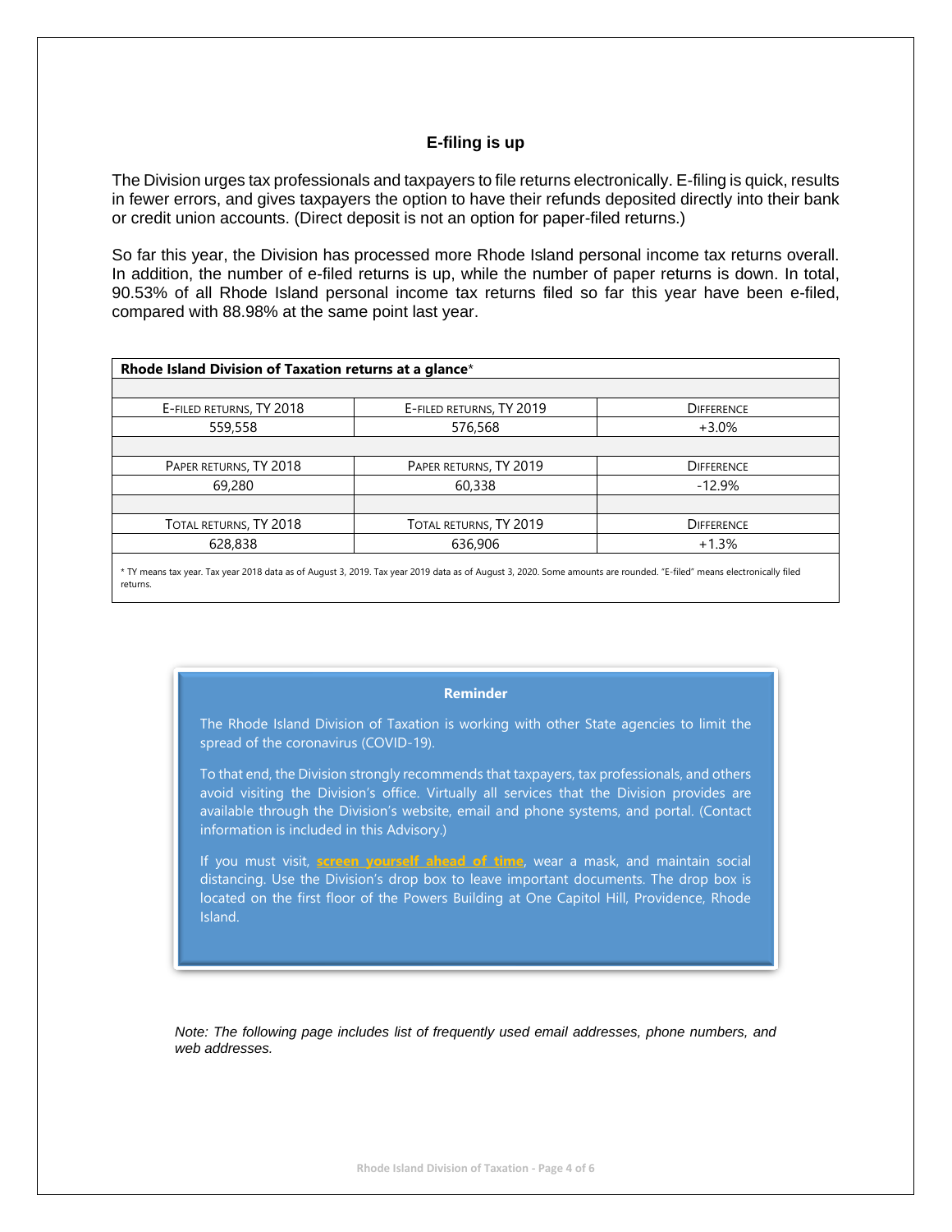## E-filing is up

The Division urges tax professionals and taxpayers to file returns electronically. E-filing is quick, results in fewer errors, and gives taxpayers the option to have their refunds deposited directly into their bank or credit union accounts. (Direct deposit is not an option for paper-filed returns.)

So far this year, the Division has processed more Rhode Island personal income tax returns overall. In addition, the number of e-filed returns is up, while the number of paper returns is down. In total, 90.53% of all Rhode Island personal income tax returns filed so far this year have been e-filed, compared with 88.98% at the same point last year.

**Rhode Island Division of Taxation returns at a glance***

| | | |
|---|---|---|
| E-filed returns, TY 2018 | E-filed returns, TY 2019 | Difference |
| 559,558 | 576,568 | +3.0% |
| Paper returns, TY 2018 | Paper returns, TY 2019 | Difference |
| 69,280 | 60,338 | -12.9% |
| Total returns, TY 2018 | Total returns, TY 2019 | Difference |
| 628,838 | 636,906 | +1.3% |

* TY means tax year. Tax year 2018 data as of August 3, 2019. Tax year 2019 data as of August 3, 2020. Some amounts are rounded. "E-filed" means electronically filed returns.

**Reminder**

The Rhode Island Division of Taxation is working with other State agencies to limit the spread of the coronavirus (COVID-19).

To that end, the Division strongly recommends that taxpayers, tax professionals, and others avoid visiting the Division's office. Virtually all services that the Division provides are available through the Division's website, email and phone systems, and portal. (Contact information is included in this Advisory.)

If you must visit, **screen yourself ahead of time**, wear a mask, and maintain social distancing. Use the Division's drop box to leave important documents. The drop box is located on the first floor of the Powers Building at One Capitol Hill, Providence, Rhode Island.

*Note: The following page includes list of frequently used email addresses, phone numbers, and web addresses.*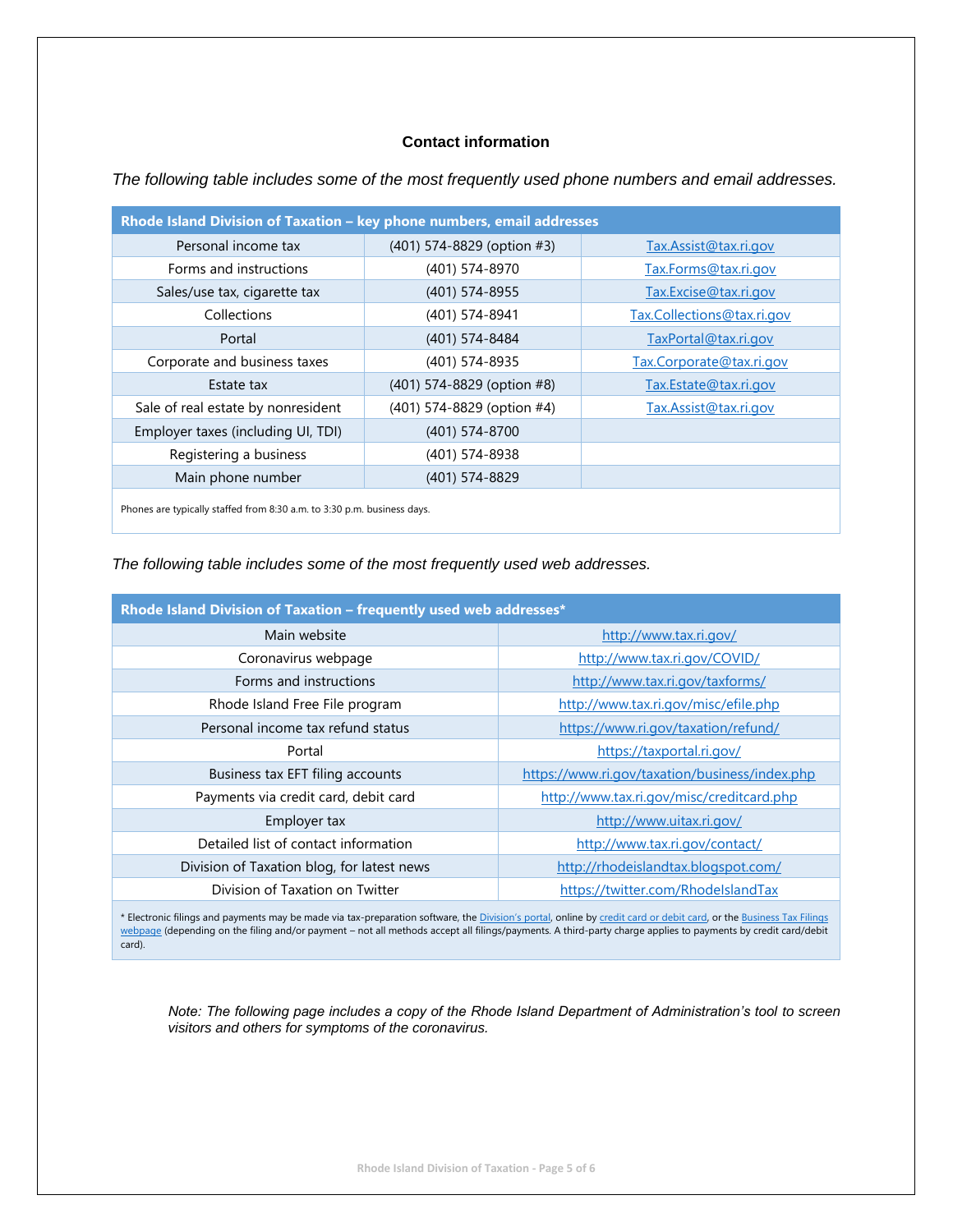## Contact information

*The following table includes some of the most frequently used phone numbers and email addresses.*

| Rhode Island Division of Taxation – key phone numbers, email addresses | | |
|---|---|---|
| Personal income tax | (401) 574-8829 (option #3) | Tax.Assist@tax.ri.gov |
| Forms and instructions | (401) 574-8970 | Tax.Forms@tax.ri.gov |
| Sales/use tax, cigarette tax | (401) 574-8955 | Tax.Excise@tax.ri.gov |
| Collections | (401) 574-8941 | Tax.Collections@tax.ri.gov |
| Portal | (401) 574-8484 | TaxPortal@tax.ri.gov |
| Corporate and business taxes | (401) 574-8935 | Tax.Corporate@tax.ri.gov |
| Estate tax | (401) 574-8829 (option #8) | Tax.Estate@tax.ri.gov |
| Sale of real estate by nonresident | (401) 574-8829 (option #4) | Tax.Assist@tax.ri.gov |
| Employer taxes (including UI, TDI) | (401) 574-8700 | |
| Registering a business | (401) 574-8938 | |
| Main phone number | (401) 574-8829 | |

Phones are typically staffed from 8:30 a.m. to 3:30 p.m. business days.

*The following table includes some of the most frequently used web addresses.*

| Rhode Island Division of Taxation – frequently used web addresses* | |
|---|---|
| Main website | http://www.tax.ri.gov/ |
| Coronavirus webpage | http://www.tax.ri.gov/COVID/ |
| Forms and instructions | http://www.tax.ri.gov/taxforms/ |
| Rhode Island Free File program | http://www.tax.ri.gov/misc/efile.php |
| Personal income tax refund status | https://www.ri.gov/taxation/refund/ |
| Portal | https://taxportal.ri.gov/ |
| Business tax EFT filing accounts | https://www.ri.gov/taxation/business/index.php |
| Payments via credit card, debit card | http://www.tax.ri.gov/misc/creditcard.php |
| Employer tax | http://www.uitax.ri.gov/ |
| Detailed list of contact information | http://www.tax.ri.gov/contact/ |
| Division of Taxation blog, for latest news | http://rhodeislandtax.blogspot.com/ |
| Division of Taxation on Twitter | https://twitter.com/RhodeIslandTax |

* Electronic filings and payments may be made via tax-preparation software, the Division's portal, online by credit card or debit card, or the Business Tax Filings webpage (depending on the filing and/or payment – not all methods accept all filings/payments. A third-party charge applies to payments by credit card/debit card).

*Note: The following page includes a copy of the Rhode Island Department of Administration's tool to screen visitors and others for symptoms of the coronavirus.*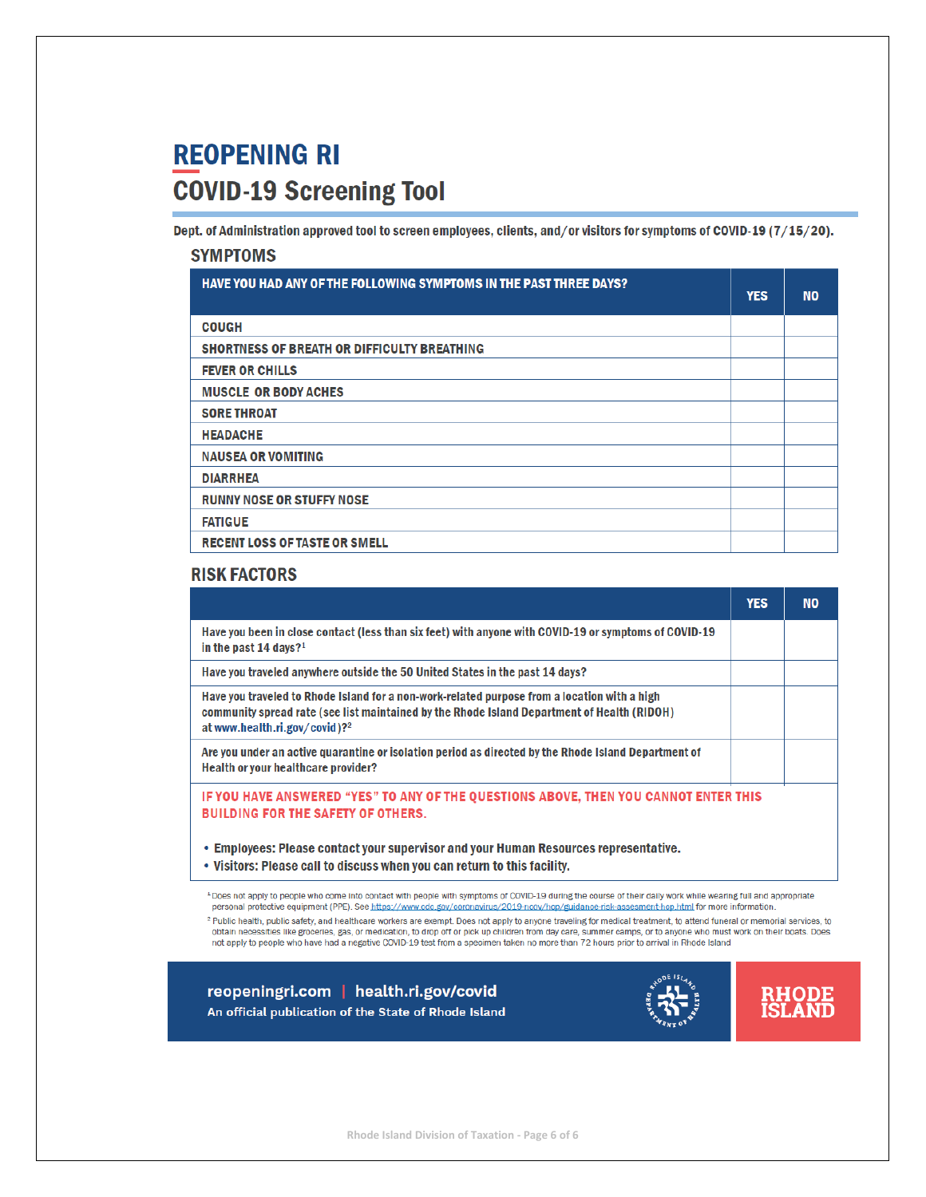# REOPENING RI

## COVID-19 Screening Tool

**Dept. of Administration approved tool to screen employees, clients, and/or visitors for symptoms of COVID-19 (7/15/20).**

### SYMPTOMS

| HAVE YOU HAD ANY OF THE FOLLOWING SYMPTOMS IN THE PAST THREE DAYS? | YES | NO |
|---|---|---|
| COUGH | | |
| SHORTNESS OF BREATH OR DIFFICULTY BREATHING | | |
| FEVER OR CHILLS | | |
| MUSCLE OR BODY ACHES | | |
| SORE THROAT | | |
| HEADACHE | | |
| NAUSEA OR VOMITING | | |
| DIARRHEA | | |
| RUNNY NOSE OR STUFFY NOSE | | |
| FATIGUE | | |
| RECENT LOSS OF TASTE OR SMELL | | |

### RISK FACTORS

| | YES | NO |
|---|---|---|
| Have you been in close contact (less than six feet) with anyone with COVID-19 or symptoms of COVID-19 in the past 14 days?[1] | | |
| Have you traveled anywhere outside the 50 United States in the past 14 days? | | |
| Have you traveled to Rhode Island for a non-work-related purpose from a location with a high community spread rate (see list maintained by the Rhode Island Department of Health (RIDOH) at www.health.ri.gov/covid)?[2] | | |
| Are you under an active quarantine or isolation period as directed by the Rhode Island Department of Health or your healthcare provider? | | |

**IF YOU HAVE ANSWERED "YES" TO ANY OF THE QUESTIONS ABOVE, THEN YOU CANNOT ENTER THIS BUILDING FOR THE SAFETY OF OTHERS.**

- **Employees: Please contact your supervisor and your Human Resources representative.**
- **Visitors: Please call to discuss when you can return to this facility.**

[1] Does not apply to people who come into contact with people with symptoms of COVID-19 during the course of their daily work while wearing full and appropriate personal protective equipment (PPE). See https://www.cdc.gov/coronavirus/2019-ncov/hcp/guidance-risk-assesment-hcp.html for more information.

[2] Public health, public safety, and healthcare workers are exempt. Does not apply to anyone traveling for medical treatment, to attend funeral or memorial services, to obtain necessities like groceries, gas, or medication, to drop off or pick up children from day care, summer camps, or to anyone who must work on their boats. Does not apply to people who have had a negative COVID-19 test from a specimen taken no more than 72 hours prior to arrival in Rhode Island

**reopeningri.com | health.ri.gov/covid**

An official publication of the State of Rhode Island

RHODE ISLAND